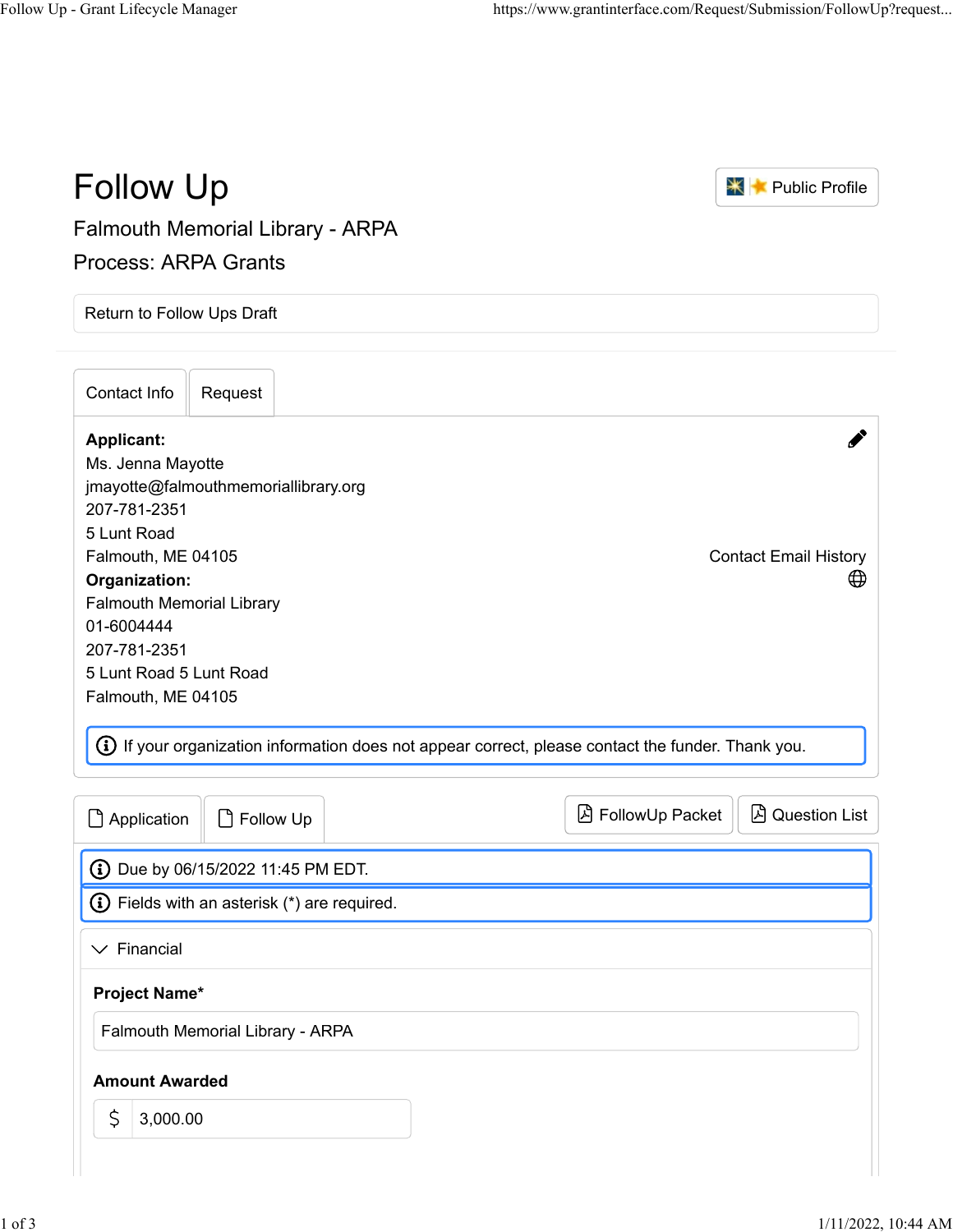# Follow Up

Falmouth Memorial Library - ARPA

Process: ARPA Grants

Public Profile

Return to Follow Ups Draft

Contact Info | Request

**Applicant:**
Ms. Jenna Mayotte
jmayotte@falmouthmemoriallibrary.org
207-781-2351
5 Lunt Road
Falmouth, ME 04105

Contact Email History

**Organization:**
Falmouth Memorial Library
01-6004444
207-781-2351
5 Lunt Road 5 Lunt Road
Falmouth, ME 04105

If your organization information does not appear correct, please contact the funder. Thank you.

Application | Follow Up | FollowUp Packet | Question List

Due by 06/15/2022 11:45 PM EDT.

Fields with an asterisk (*) are required.

## Financial

**Project Name***

Falmouth Memorial Library - ARPA

**Amount Awarded**

$ 3,000.00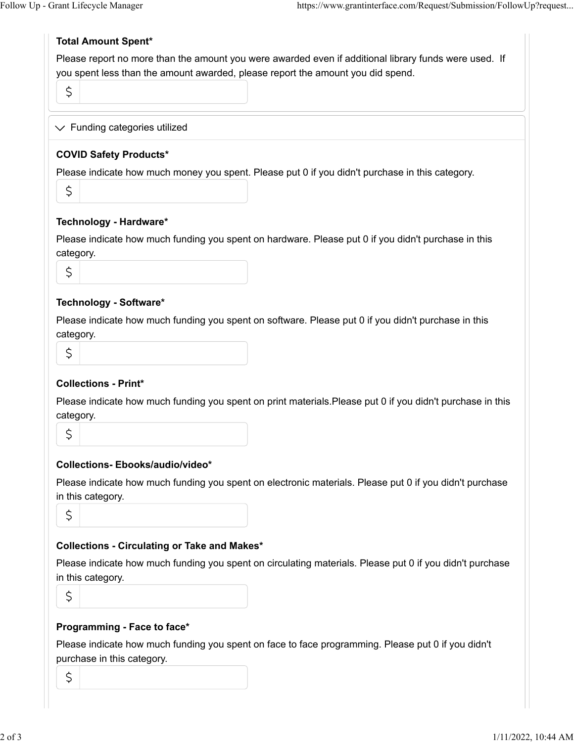**Total Amount Spent***

Please report no more than the amount you were awarded even if additional library funds were used. If you spent less than the amount awarded, please report the amount you did spend.

$

## Funding categories utilized

**COVID Safety Products***

Please indicate how much money you spent. Please put 0 if you didn't purchase in this category.

$

**Technology - Hardware***

Please indicate how much funding you spent on hardware. Please put 0 if you didn't purchase in this category.

$

**Technology - Software***

Please indicate how much funding you spent on software. Please put 0 if you didn't purchase in this category.

$

**Collections - Print***

Please indicate how much funding you spent on print materials.Please put 0 if you didn't purchase in this category.

$

**Collections- Ebooks/audio/video***

Please indicate how much funding you spent on electronic materials. Please put 0 if you didn't purchase in this category.

$

**Collections - Circulating or Take and Makes***

Please indicate how much funding you spent on circulating materials. Please put 0 if you didn't purchase in this category.

$

**Programming - Face to face***

Please indicate how much funding you spent on face to face programming. Please put 0 if you didn't purchase in this category.

$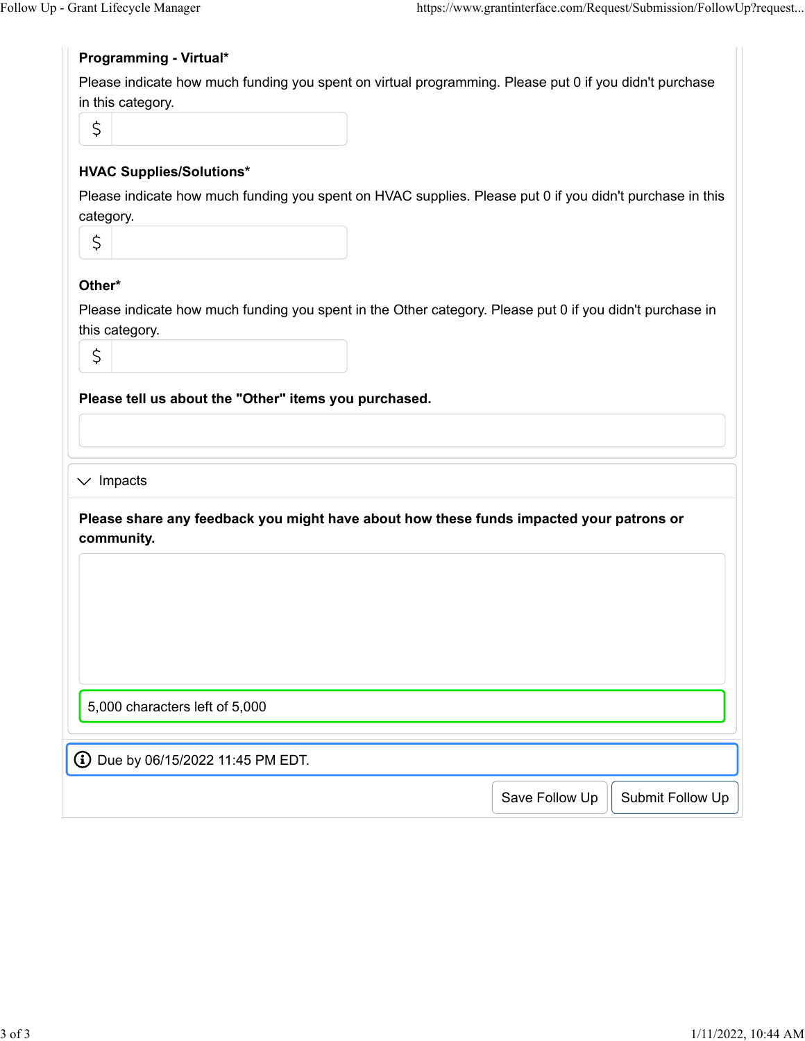**Programming - Virtual***

Please indicate how much funding you spent on virtual programming. Please put 0 if you didn't purchase in this category.

$

**HVAC Supplies/Solutions***

Please indicate how much funding you spent on HVAC supplies. Please put 0 if you didn't purchase in this category.

$

**Other***

Please indicate how much funding you spent in the Other category. Please put 0 if you didn't purchase in this category.

$

**Please tell us about the "Other" items you purchased.**

## Impacts

**Please share any feedback you might have about how these funds impacted your patrons or community.**

5,000 characters left of 5,000

Due by 06/15/2022 11:45 PM EDT.

Save Follow Up | Submit Follow Up